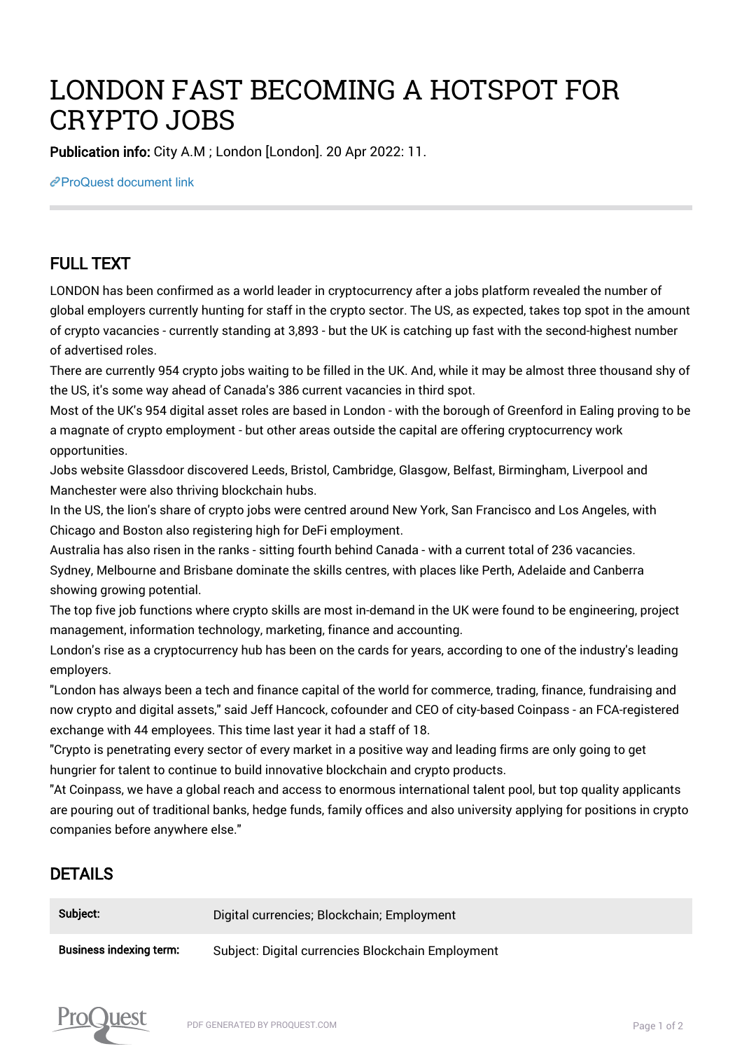# LONDON FAST BECOMING A HOTSPOT FOR CRYPTO JOBS

**Publication info:** City A.M ; London [London]. 20 Apr 2022: 11.

[ProQuest document link]

## FULL TEXT

LONDON has been confirmed as a world leader in cryptocurrency after a jobs platform revealed the number of global employers currently hunting for staff in the crypto sector. The US, as expected, takes top spot in the amount of crypto vacancies - currently standing at 3,893 - but the UK is catching up fast with the second-highest number of advertised roles.

There are currently 954 crypto jobs waiting to be filled in the UK. And, while it may be almost three thousand shy of the US, it's some way ahead of Canada's 386 current vacancies in third spot.

Most of the UK's 954 digital asset roles are based in London - with the borough of Greenford in Ealing proving to be a magnate of crypto employment - but other areas outside the capital are offering cryptocurrency work opportunities.

Jobs website Glassdoor discovered Leeds, Bristol, Cambridge, Glasgow, Belfast, Birmingham, Liverpool and Manchester were also thriving blockchain hubs.

In the US, the lion's share of crypto jobs were centred around New York, San Francisco and Los Angeles, with Chicago and Boston also registering high for DeFi employment.

Australia has also risen in the ranks - sitting fourth behind Canada - with a current total of 236 vacancies.

Sydney, Melbourne and Brisbane dominate the skills centres, with places like Perth, Adelaide and Canberra showing growing potential.

The top five job functions where crypto skills are most in-demand in the UK were found to be engineering, project management, information technology, marketing, finance and accounting.

London's rise as a cryptocurrency hub has been on the cards for years, according to one of the industry's leading employers.

"London has always been a tech and finance capital of the world for commerce, trading, finance, fundraising and now crypto and digital assets," said Jeff Hancock, cofounder and CEO of city-based Coinpass - an FCA-registered exchange with 44 employees. This time last year it had a staff of 18.

"Crypto is penetrating every sector of every market in a positive way and leading firms are only going to get hungrier for talent to continue to build innovative blockchain and crypto products.

"At Coinpass, we have a global reach and access to enormous international talent pool, but top quality applicants are pouring out of traditional banks, hedge funds, family offices and also university applying for positions in crypto companies before anywhere else."

## DETAILS

| | |
|---|---|
| **Subject:** | Digital currencies; Blockchain; Employment |
| **Business indexing term:** | Subject: Digital currencies Blockchain Employment |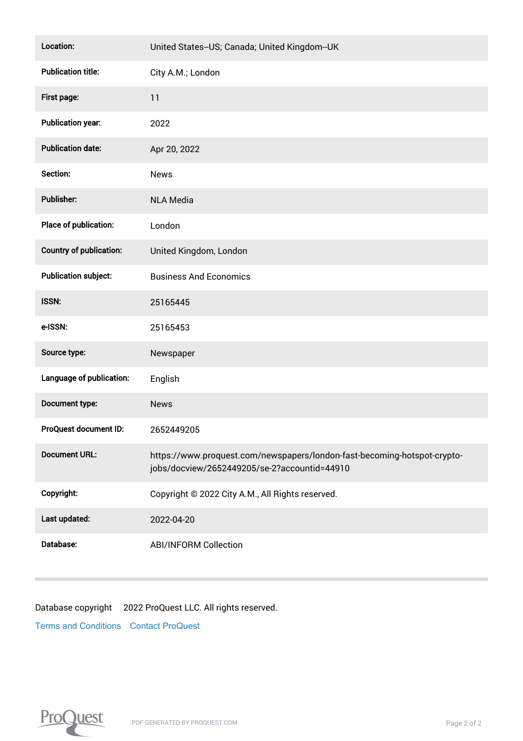| | |
|---|---|
| **Location:** | United States--US; Canada; United Kingdom--UK |
| **Publication title:** | City A.M.; London |
| **First page:** | 11 |
| **Publication year:** | 2022 |
| **Publication date:** | Apr 20, 2022 |
| **Section:** | News |
| **Publisher:** | NLA Media |
| **Place of publication:** | London |
| **Country of publication:** | United Kingdom, London |
| **Publication subject:** | Business And Economics |
| **ISSN:** | 25165445 |
| **e-ISSN:** | 25165453 |
| **Source type:** | Newspaper |
| **Language of publication:** | English |
| **Document type:** | News |
| **ProQuest document ID:** | 2652449205 |
| **Document URL:** | https://www.proquest.com/newspapers/london-fast-becoming-hotspot-crypto-jobs/docview/2652449205/se-2?accountid=44910 |
| **Copyright:** | Copyright © 2022 City A.M., All Rights reserved. |
| **Last updated:** | 2022-04-20 |
| **Database:** | ABI/INFORM Collection |

Database copyright 2022 ProQuest LLC. All rights reserved.

Terms and Conditions Contact ProQuest